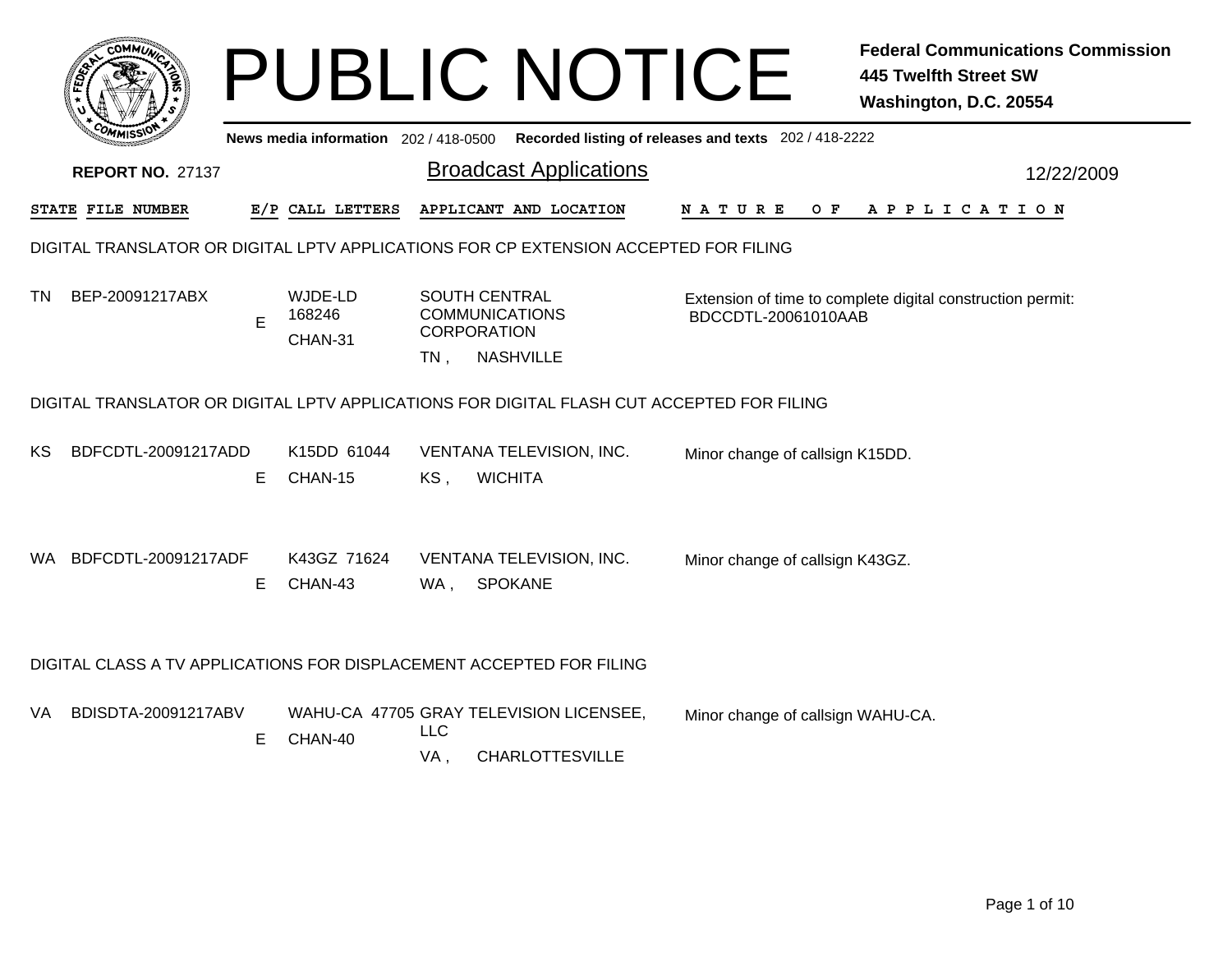# PUBLIC NOTICE

**Federal Communications Commission**
**445 Twelfth Street SW**
**Washington, D.C. 20554**

**News media information** 202 / 418-0500 **Recorded listing of releases and texts** 202 / 418-2222

**REPORT NO.** 27137

## Broadcast Applications

12/22/2009

| STATE | FILE NUMBER | E/P | CALL LETTERS | APPLICANT AND LOCATION | NATURE OF APPLICATION |
|---|---|---|---|---|---|

### DIGITAL TRANSLATOR OR DIGITAL LPTV APPLICATIONS FOR CP EXTENSION ACCEPTED FOR FILING

| STATE | FILE NUMBER | E/P | CALL LETTERS | APPLICANT AND LOCATION | NATURE OF APPLICATION |
|---|---|---|---|---|---|
| TN | BEP-20091217ABX | E | WJDE-LD 168246 CHAN-31 | SOUTH CENTRAL COMMUNICATIONS CORPORATION TN , NASHVILLE | Extension of time to complete digital construction permit: BDCCDTL-20061010AAB |

### DIGITAL TRANSLATOR OR DIGITAL LPTV APPLICATIONS FOR DIGITAL FLASH CUT ACCEPTED FOR FILING

| STATE | FILE NUMBER | E/P | CALL LETTERS | APPLICANT AND LOCATION | NATURE OF APPLICATION |
|---|---|---|---|---|---|
| KS | BDFCDTL-20091217ADD | E | K15DD 61044 CHAN-15 | VENTANA TELEVISION, INC. KS , WICHITA | Minor change of callsign K15DD. |
| WA | BDFCDTL-20091217ADF | E | K43GZ 71624 CHAN-43 | VENTANA TELEVISION, INC. WA , SPOKANE | Minor change of callsign K43GZ. |

### DIGITAL CLASS A TV APPLICATIONS FOR DISPLACEMENT ACCEPTED FOR FILING

| STATE | FILE NUMBER | E/P | CALL LETTERS | APPLICANT AND LOCATION | NATURE OF APPLICATION |
|---|---|---|---|---|---|
| VA | BDISDTA-20091217ABV | E | WAHU-CA 47705 CHAN-40 | GRAY TELEVISION LICENSEE, LLC VA , CHARLOTTESVILLE | Minor change of callsign WAHU-CA. |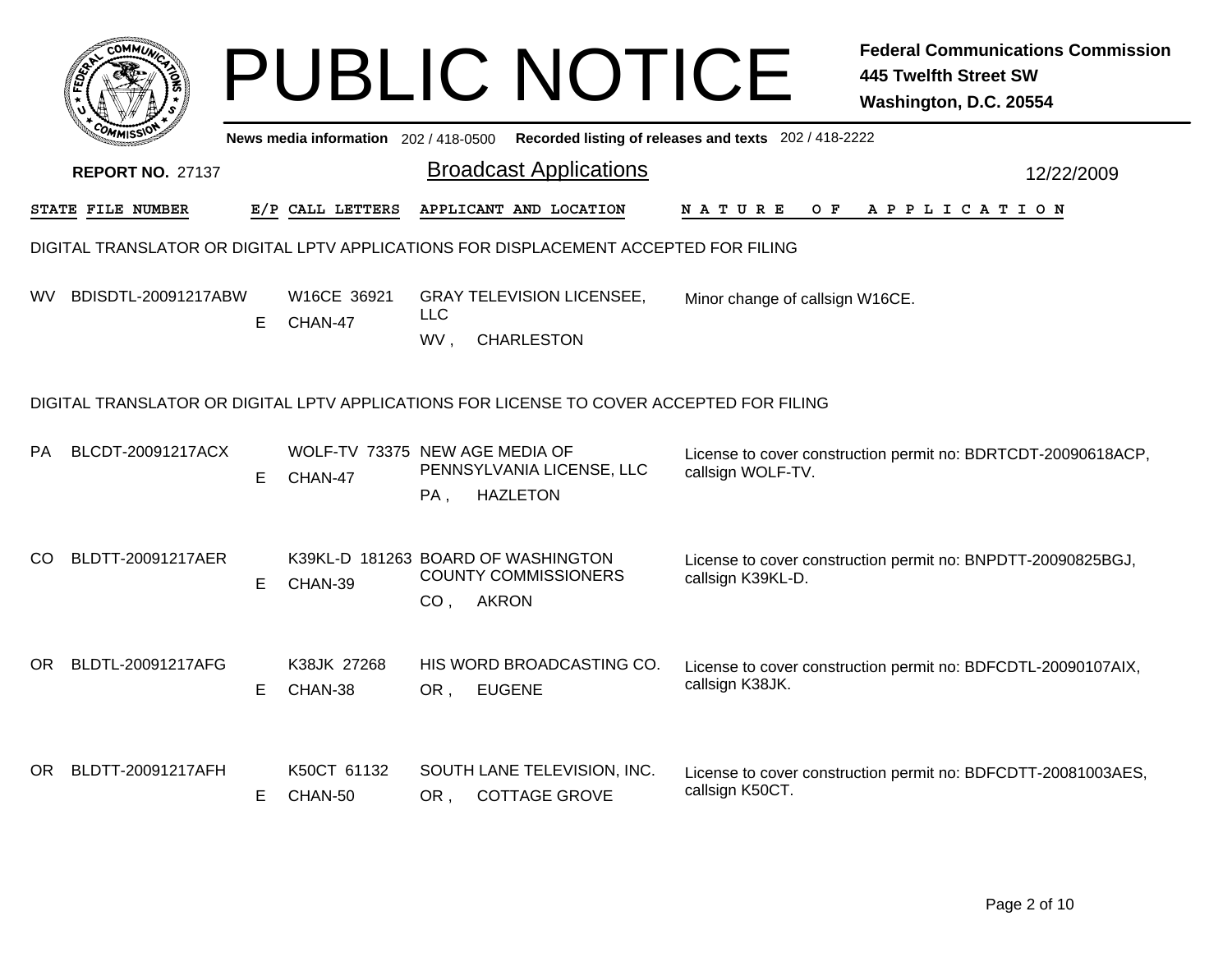# PUBLIC NOTICE

**Federal Communications Commission**
**445 Twelfth Street SW**
**Washington, D.C. 20554**

News media information 202 / 418-0500 Recorded listing of releases and texts 202 / 418-2222

**REPORT NO.** 27137

## Broadcast Applications

12/22/2009

### DIGITAL TRANSLATOR OR DIGITAL LPTV APPLICATIONS FOR DISPLACEMENT ACCEPTED FOR FILING

| STATE | FILE NUMBER | E/P | CALL LETTERS | APPLICANT AND LOCATION | NATURE OF APPLICATION |
|---|---|---|---|---|---|
| WV | BDISDTL-20091217ABW | E | W16CE 36921 CHAN-47 | GRAY TELEVISION LICENSEE, LLC WV , CHARLESTON | Minor change of callsign W16CE. |

### DIGITAL TRANSLATOR OR DIGITAL LPTV APPLICATIONS FOR LICENSE TO COVER ACCEPTED FOR FILING

| STATE | FILE NUMBER | E/P | CALL LETTERS | APPLICANT AND LOCATION | NATURE OF APPLICATION |
|---|---|---|---|---|---|
| PA | BLCDT-20091217ACX | E | WOLF-TV 73375 CHAN-47 | NEW AGE MEDIA OF PENNSYLVANIA LICENSE, LLC PA , HAZLETON | License to cover construction permit no: BDRTCDT-20090618ACP, callsign WOLF-TV. |
| CO | BLDTT-20091217AER | E | K39KL-D 181263 CHAN-39 | BOARD OF WASHINGTON COUNTY COMMISSIONERS CO , AKRON | License to cover construction permit no: BNPDTT-20090825BGJ, callsign K39KL-D. |
| OR | BLDTL-20091217AFG | E | K38JK 27268 CHAN-38 | HIS WORD BROADCASTING CO. OR , EUGENE | License to cover construction permit no: BDFCDTL-20090107AIX, callsign K38JK. |
| OR | BLDTT-20091217AFH | E | K50CT 61132 CHAN-50 | SOUTH LANE TELEVISION, INC. OR , COTTAGE GROVE | License to cover construction permit no: BDFCDTT-20081003AES, callsign K50CT. |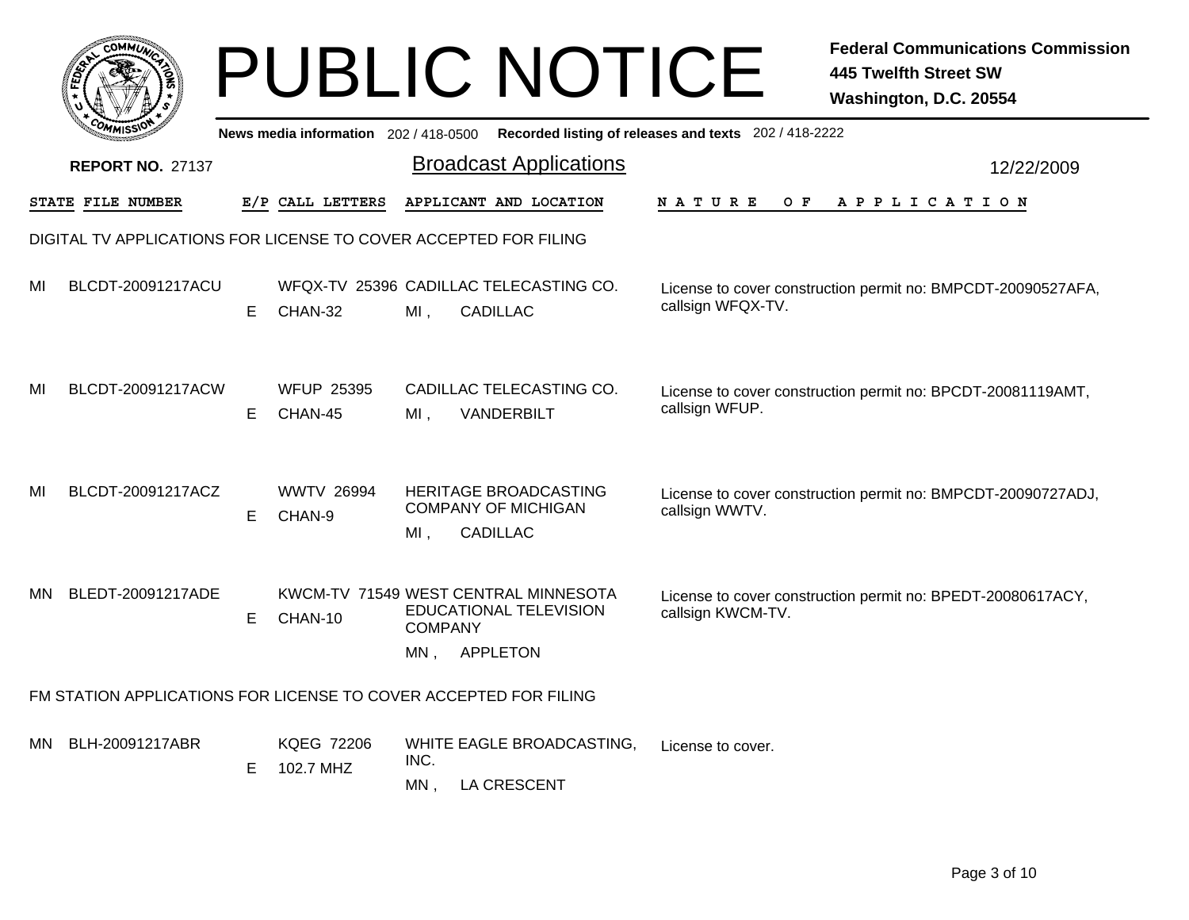# PUBLIC NOTICE

**Federal Communications Commission**
**445 Twelfth Street SW**
**Washington, D.C. 20554**

News media information 202 / 418-0500 Recorded listing of releases and texts 202 / 418-2222

**REPORT NO. 27137**

## Broadcast Applications

12/22/2009

### DIGITAL TV APPLICATIONS FOR LICENSE TO COVER ACCEPTED FOR FILING

| STATE | FILE NUMBER | E/P | CALL LETTERS | APPLICANT AND LOCATION | NATURE OF APPLICATION |
|---|---|---|---|---|---|
| MI | BLCDT-20091217ACU | E | WFQX-TV 25396 CHAN-32 | CADILLAC TELECASTING CO. MI , CADILLAC | License to cover construction permit no: BMPCDT-20090527AFA, callsign WFQX-TV. |
| MI | BLCDT-20091217ACW | E | WFUP 25395 CHAN-45 | CADILLAC TELECASTING CO. MI , VANDERBILT | License to cover construction permit no: BPCDT-20081119AMT, callsign WFUP. |
| MI | BLCDT-20091217ACZ | E | WWTV 26994 CHAN-9 | HERITAGE BROADCASTING COMPANY OF MICHIGAN MI , CADILLAC | License to cover construction permit no: BMPCDT-20090727ADJ, callsign WWTV. |
| MN | BLEDT-20091217ADE | E | KWCM-TV 71549 CHAN-10 | WEST CENTRAL MINNESOTA EDUCATIONAL TELEVISION COMPANY MN , APPLETON | License to cover construction permit no: BPEDT-20080617ACY, callsign KWCM-TV. |

### FM STATION APPLICATIONS FOR LICENSE TO COVER ACCEPTED FOR FILING

| STATE | FILE NUMBER | E/P | CALL LETTERS | APPLICANT AND LOCATION | NATURE OF APPLICATION |
|---|---|---|---|---|---|
| MN | BLH-20091217ABR | E | KQEG 72206 102.7 MHZ | WHITE EAGLE BROADCASTING, INC. MN , LA CRESCENT | License to cover. |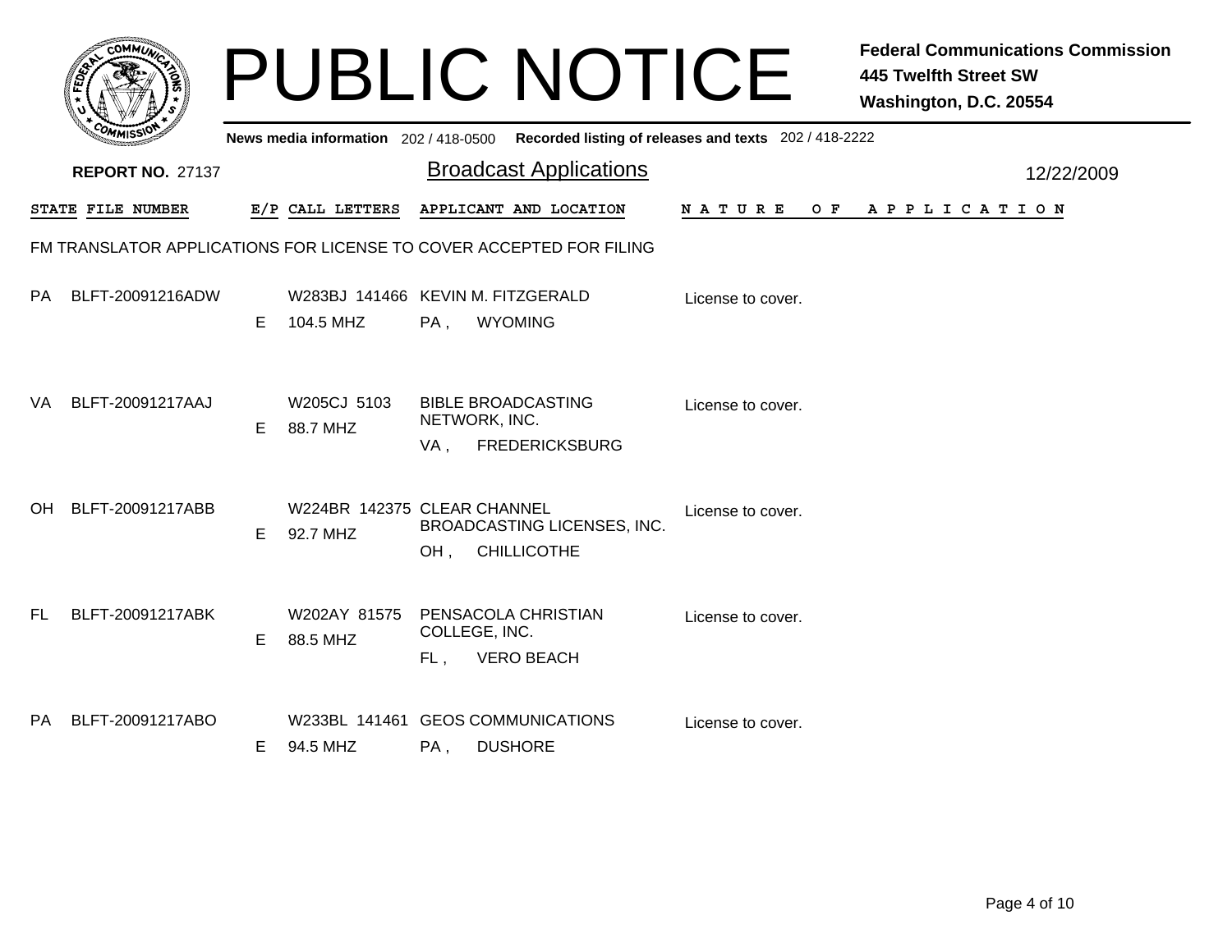# PUBLIC NOTICE

**Federal Communications Commission**
**445 Twelfth Street SW**
**Washington, D.C. 20554**

News media information 202 / 418-0500 Recorded listing of releases and texts 202 / 418-2222

**REPORT NO.** 27137

## Broadcast Applications

12/22/2009

FM TRANSLATOR APPLICATIONS FOR LICENSE TO COVER ACCEPTED FOR FILING

| STATE | FILE NUMBER | E/P | CALL LETTERS | APPLICANT AND LOCATION | NATURE OF APPLICATION |
|---|---|---|---|---|---|
| PA | BLFT-20091216ADW | E | W283BJ 141466<br>104.5 MHZ | KEVIN M. FITZGERALD<br>PA , WYOMING | License to cover. |
| VA | BLFT-20091217AAJ | E | W205CJ 5103<br>88.7 MHZ | BIBLE BROADCASTING NETWORK, INC.<br>VA , FREDERICKSBURG | License to cover. |
| OH | BLFT-20091217ABB | E | W224BR 142375<br>92.7 MHZ | CLEAR CHANNEL BROADCASTING LICENSES, INC.<br>OH , CHILLICOTHE | License to cover. |
| FL | BLFT-20091217ABK | E | W202AY 81575<br>88.5 MHZ | PENSACOLA CHRISTIAN COLLEGE, INC.<br>FL , VERO BEACH | License to cover. |
| PA | BLFT-20091217ABO | E | W233BL 141461<br>94.5 MHZ | GEOS COMMUNICATIONS<br>PA , DUSHORE | License to cover. |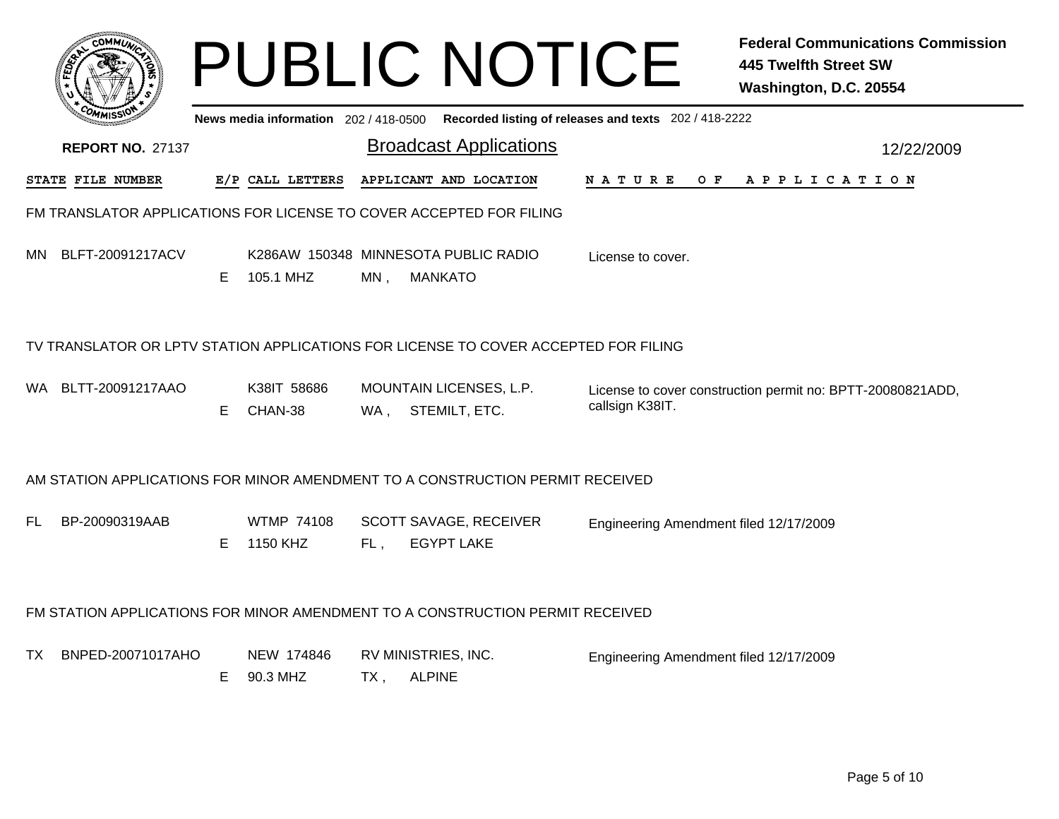# PUBLIC NOTICE

**Federal Communications Commission**
**445 Twelfth Street SW**
**Washington, D.C. 20554**

**News media information** 202 / 418-0500 **Recorded listing of releases and texts** 202 / 418-2222

**REPORT NO.** 27137

## Broadcast Applications

12/22/2009

| STATE | FILE NUMBER | E/P | CALL LETTERS | APPLICANT AND LOCATION | NATURE OF APPLICATION |
|---|---|---|---|---|---|

### FM TRANSLATOR APPLICATIONS FOR LICENSE TO COVER ACCEPTED FOR FILING

| STATE | FILE NUMBER | E/P | CALL LETTERS | APPLICANT AND LOCATION | NATURE OF APPLICATION |
|---|---|---|---|---|---|
| MN | BLFT-20091217ACV | E | K286AW 150348<br>105.1 MHZ | MINNESOTA PUBLIC RADIO<br>MN , MANKATO | License to cover. |

### TV TRANSLATOR OR LPTV STATION APPLICATIONS FOR LICENSE TO COVER ACCEPTED FOR FILING

| STATE | FILE NUMBER | E/P | CALL LETTERS | APPLICANT AND LOCATION | NATURE OF APPLICATION |
|---|---|---|---|---|---|
| WA | BLTT-20091217AAO | E | K38IT 58686<br>CHAN-38 | MOUNTAIN LICENSES, L.P.<br>WA , STEMILT, ETC. | License to cover construction permit no: BPTT-20080821ADD, callsign K38IT. |

### AM STATION APPLICATIONS FOR MINOR AMENDMENT TO A CONSTRUCTION PERMIT RECEIVED

| STATE | FILE NUMBER | E/P | CALL LETTERS | APPLICANT AND LOCATION | NATURE OF APPLICATION |
|---|---|---|---|---|---|
| FL | BP-20090319AAB | E | WTMP 74108<br>1150 KHZ | SCOTT SAVAGE, RECEIVER<br>FL , EGYPT LAKE | Engineering Amendment filed 12/17/2009 |

### FM STATION APPLICATIONS FOR MINOR AMENDMENT TO A CONSTRUCTION PERMIT RECEIVED

| STATE | FILE NUMBER | E/P | CALL LETTERS | APPLICANT AND LOCATION | NATURE OF APPLICATION |
|---|---|---|---|---|---|
| TX | BNPED-20071017AHO | E | NEW 174846<br>90.3 MHZ | RV MINISTRIES, INC.<br>TX , ALPINE | Engineering Amendment filed 12/17/2009 |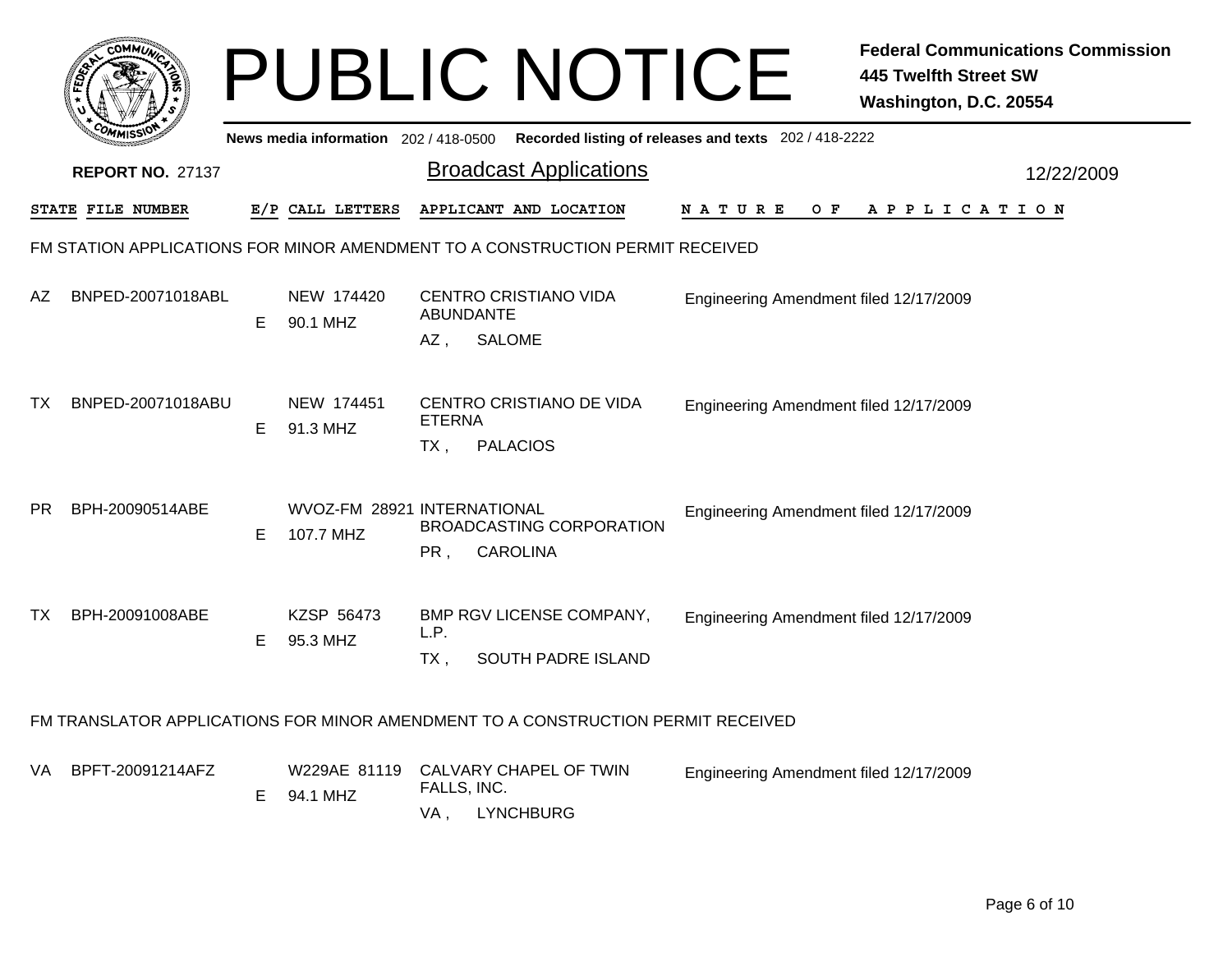# PUBLIC NOTICE

**Federal Communications Commission**
**445 Twelfth Street SW**
**Washington, D.C. 20554**

News media information 202 / 418-0500   Recorded listing of releases and texts 202 / 418-2222

**REPORT NO.** 27137

## Broadcast Applications

12/22/2009

### FM STATION APPLICATIONS FOR MINOR AMENDMENT TO A CONSTRUCTION PERMIT RECEIVED

| STATE | FILE NUMBER | E/P | CALL LETTERS | APPLICANT AND LOCATION | NATURE OF APPLICATION |
|---|---|---|---|---|---|
| AZ | BNPED-20071018ABL | E | NEW 174420<br>90.1 MHZ | CENTRO CRISTIANO VIDA ABUNDANTE<br>AZ , SALOME | Engineering Amendment filed 12/17/2009 |
| TX | BNPED-20071018ABU | E | NEW 174451<br>91.3 MHZ | CENTRO CRISTIANO DE VIDA ETERNA<br>TX , PALACIOS | Engineering Amendment filed 12/17/2009 |
| PR | BPH-20090514ABE | E | WVOZ-FM 28921<br>107.7 MHZ | INTERNATIONAL BROADCASTING CORPORATION<br>PR , CAROLINA | Engineering Amendment filed 12/17/2009 |
| TX | BPH-20091008ABE | E | KZSP 56473<br>95.3 MHZ | BMP RGV LICENSE COMPANY, L.P.<br>TX , SOUTH PADRE ISLAND | Engineering Amendment filed 12/17/2009 |

### FM TRANSLATOR APPLICATIONS FOR MINOR AMENDMENT TO A CONSTRUCTION PERMIT RECEIVED

| STATE | FILE NUMBER | E/P | CALL LETTERS | APPLICANT AND LOCATION | NATURE OF APPLICATION |
|---|---|---|---|---|---|
| VA | BPFT-20091214AFZ | E | W229AE 81119<br>94.1 MHZ | CALVARY CHAPEL OF TWIN FALLS, INC.<br>VA , LYNCHBURG | Engineering Amendment filed 12/17/2009 |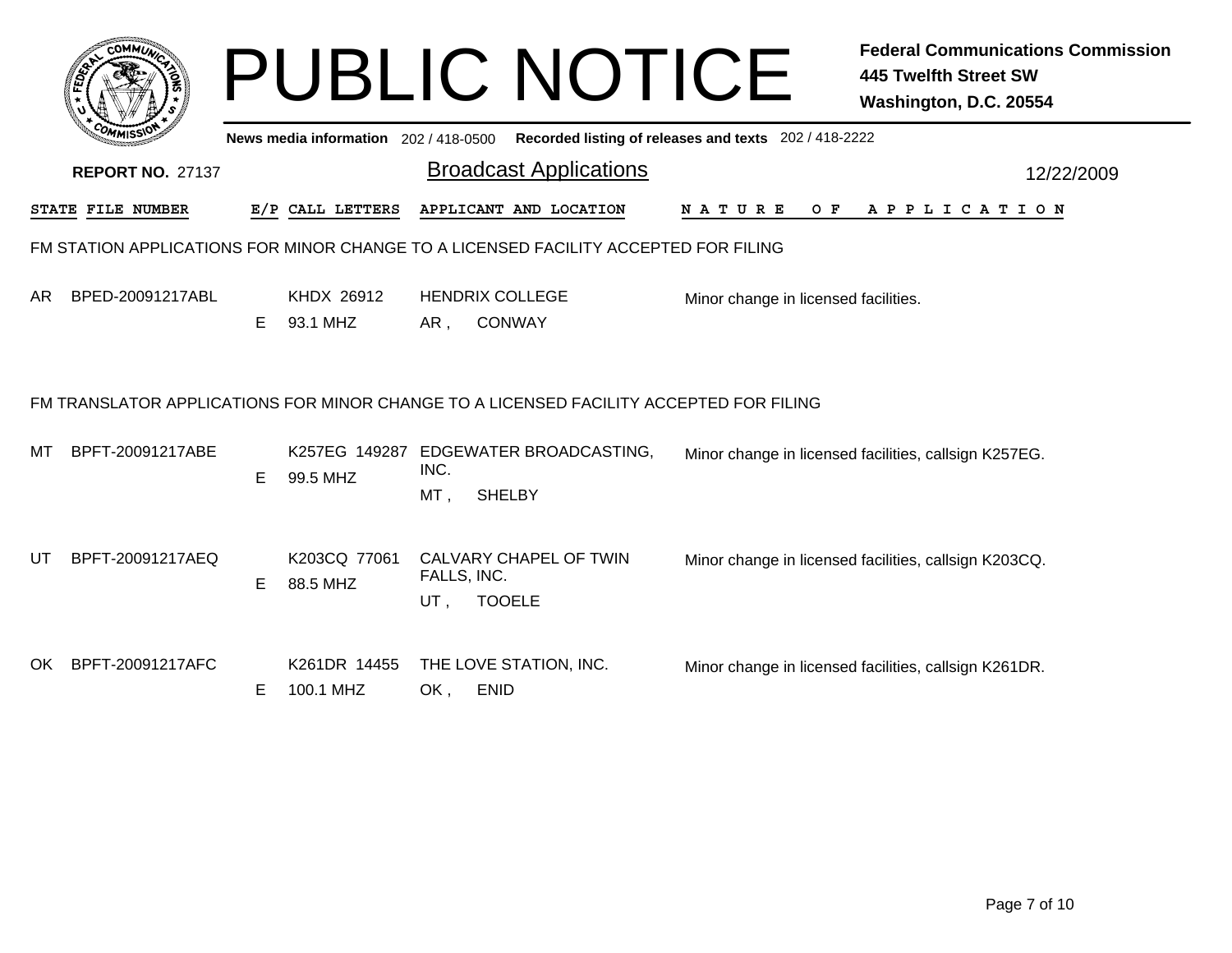# PUBLIC NOTICE

**Federal Communications Commission**
**445 Twelfth Street SW**
**Washington, D.C. 20554**

News media information 202 / 418-0500 Recorded listing of releases and texts 202 / 418-2222

**REPORT NO.** 27137

## Broadcast Applications

12/22/2009

| STATE | FILE NUMBER | E/P | CALL LETTERS | APPLICANT AND LOCATION | NATURE OF APPLICATION |
|---|---|---|---|---|---|

### FM STATION APPLICATIONS FOR MINOR CHANGE TO A LICENSED FACILITY ACCEPTED FOR FILING

| STATE | FILE NUMBER | E/P | CALL LETTERS | APPLICANT AND LOCATION | NATURE OF APPLICATION |
|---|---|---|---|---|---|
| AR | BPED-20091217ABL | E | KHDX 26912<br>93.1 MHZ | HENDRIX COLLEGE<br>AR , CONWAY | Minor change in licensed facilities. |

### FM TRANSLATOR APPLICATIONS FOR MINOR CHANGE TO A LICENSED FACILITY ACCEPTED FOR FILING

| STATE | FILE NUMBER | E/P | CALL LETTERS | APPLICANT AND LOCATION | NATURE OF APPLICATION |
|---|---|---|---|---|---|
| MT | BPFT-20091217ABE | E | K257EG 149287<br>99.5 MHZ | EDGEWATER BROADCASTING, INC.<br>MT , SHELBY | Minor change in licensed facilities, callsign K257EG. |
| UT | BPFT-20091217AEQ | E | K203CQ 77061<br>88.5 MHZ | CALVARY CHAPEL OF TWIN FALLS, INC.<br>UT , TOOELE | Minor change in licensed facilities, callsign K203CQ. |
| OK | BPFT-20091217AFC | E | K261DR 14455<br>100.1 MHZ | THE LOVE STATION, INC.<br>OK , ENID | Minor change in licensed facilities, callsign K261DR. |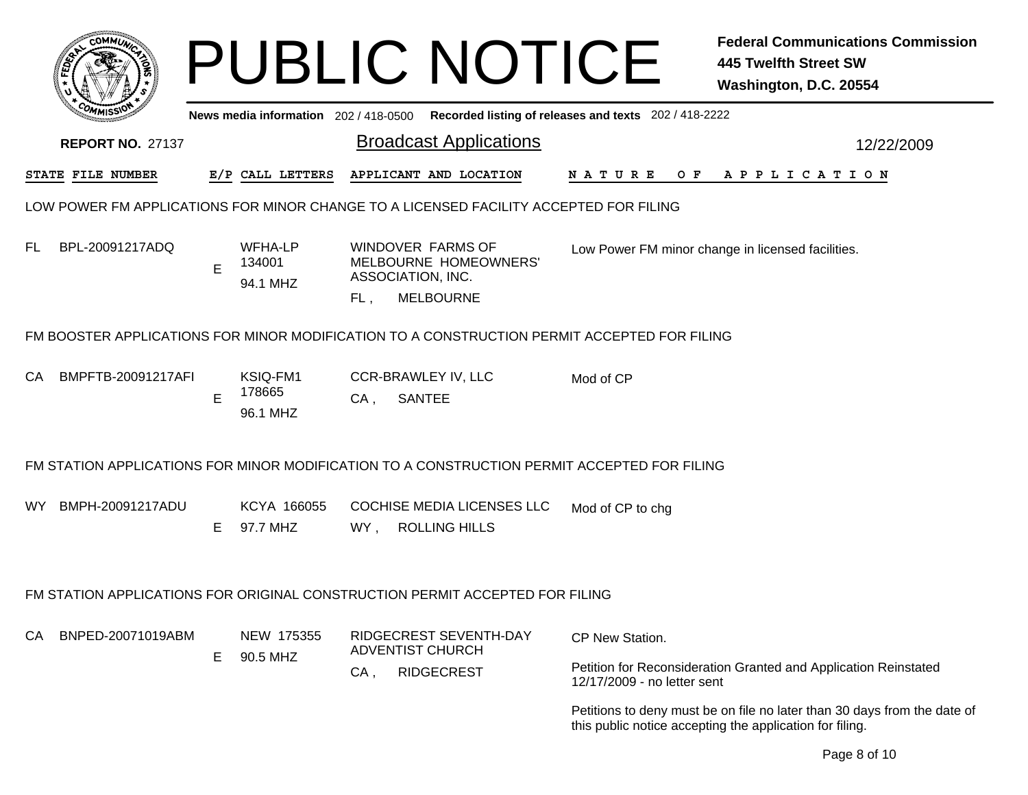# PUBLIC NOTICE

**Federal Communications Commission**
**445 Twelfth Street SW**
**Washington, D.C. 20554**

News media information 202 / 418-0500 Recorded listing of releases and texts 202 / 418-2222

**REPORT NO.** 27137

## Broadcast Applications

12/22/2009

| STATE | FILE NUMBER | E/P | CALL LETTERS | APPLICANT AND LOCATION | NATURE OF APPLICATION |
|---|---|---|---|---|---|

### LOW POWER FM APPLICATIONS FOR MINOR CHANGE TO A LICENSED FACILITY ACCEPTED FOR FILING

| STATE | FILE NUMBER | E/P | CALL LETTERS | APPLICANT AND LOCATION | NATURE OF APPLICATION |
|---|---|---|---|---|---|
| FL | BPL-20091217ADQ | E | WFHA-LP 134001 94.1 MHZ | WINDOVER FARMS OF MELBOURNE HOMEOWNERS' ASSOCIATION, INC. FL , MELBOURNE | Low Power FM minor change in licensed facilities. |

### FM BOOSTER APPLICATIONS FOR MINOR MODIFICATION TO A CONSTRUCTION PERMIT ACCEPTED FOR FILING

| STATE | FILE NUMBER | E/P | CALL LETTERS | APPLICANT AND LOCATION | NATURE OF APPLICATION |
|---|---|---|---|---|---|
| CA | BMPFTB-20091217AFI | E | KSIQ-FM1 178665 96.1 MHZ | CCR-BRAWLEY IV, LLC CA , SANTEE | Mod of CP |

### FM STATION APPLICATIONS FOR MINOR MODIFICATION TO A CONSTRUCTION PERMIT ACCEPTED FOR FILING

| STATE | FILE NUMBER | E/P | CALL LETTERS | APPLICANT AND LOCATION | NATURE OF APPLICATION |
|---|---|---|---|---|---|
| WY | BMPH-20091217ADU | E | KCYA 166055 97.7 MHZ | COCHISE MEDIA LICENSES LLC WY , ROLLING HILLS | Mod of CP to chg |

### FM STATION APPLICATIONS FOR ORIGINAL CONSTRUCTION PERMIT ACCEPTED FOR FILING

| STATE | FILE NUMBER | E/P | CALL LETTERS | APPLICANT AND LOCATION | NATURE OF APPLICATION |
|---|---|---|---|---|---|
| CA | BNPED-20071019ABM | E | NEW 175355 90.5 MHZ | RIDGECREST SEVENTH-DAY ADVENTIST CHURCH CA , RIDGECREST | CP New Station. Petition for Reconsideration Granted and Application Reinstated 12/17/2009 - no letter sent. Petitions to deny must be on file no later than 30 days from the date of this public notice accepting the application for filing. |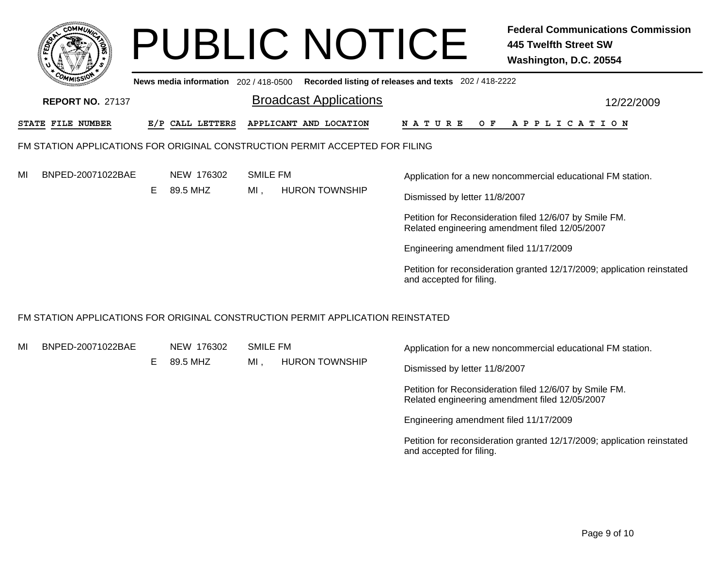# PUBLIC NOTICE

**Federal Communications Commission**
**445 Twelfth Street SW**
**Washington, D.C. 20554**

**News media information** 202 / 418-0500 **Recorded listing of releases and texts** 202 / 418-2222

**REPORT NO.** 27137

## Broadcast Applications

12/22/2009

| STATE | FILE NUMBER | E/P | CALL LETTERS | APPLICANT AND LOCATION | NATURE OF APPLICATION |
|---|---|---|---|---|---|

### FM STATION APPLICATIONS FOR ORIGINAL CONSTRUCTION PERMIT ACCEPTED FOR FILING

| STATE | FILE NUMBER | E/P | CALL LETTERS | APPLICANT AND LOCATION | NATURE OF APPLICATION |
|---|---|---|---|---|---|
| MI | BNPED-20071022BAE | E | NEW 176302<br>89.5 MHZ | SMILE FM<br>MI , HURON TOWNSHIP | Application for a new noncommercial educational FM station.<br><br>Dismissed by letter 11/8/2007<br><br>Petition for Reconsideration filed 12/6/07 by Smile FM. Related engineering amendment filed 12/05/2007<br><br>Engineering amendment filed 11/17/2009<br><br>Petition for reconsideration granted 12/17/2009; application reinstated and accepted for filing. |

### FM STATION APPLICATIONS FOR ORIGINAL CONSTRUCTION PERMIT APPLICATION REINSTATED

| STATE | FILE NUMBER | E/P | CALL LETTERS | APPLICANT AND LOCATION | NATURE OF APPLICATION |
|---|---|---|---|---|---|
| MI | BNPED-20071022BAE | E | NEW 176302<br>89.5 MHZ | SMILE FM<br>MI , HURON TOWNSHIP | Application for a new noncommercial educational FM station.<br><br>Dismissed by letter 11/8/2007<br><br>Petition for Reconsideration filed 12/6/07 by Smile FM. Related engineering amendment filed 12/05/2007<br><br>Engineering amendment filed 11/17/2009<br><br>Petition for reconsideration granted 12/17/2009; application reinstated and accepted for filing. |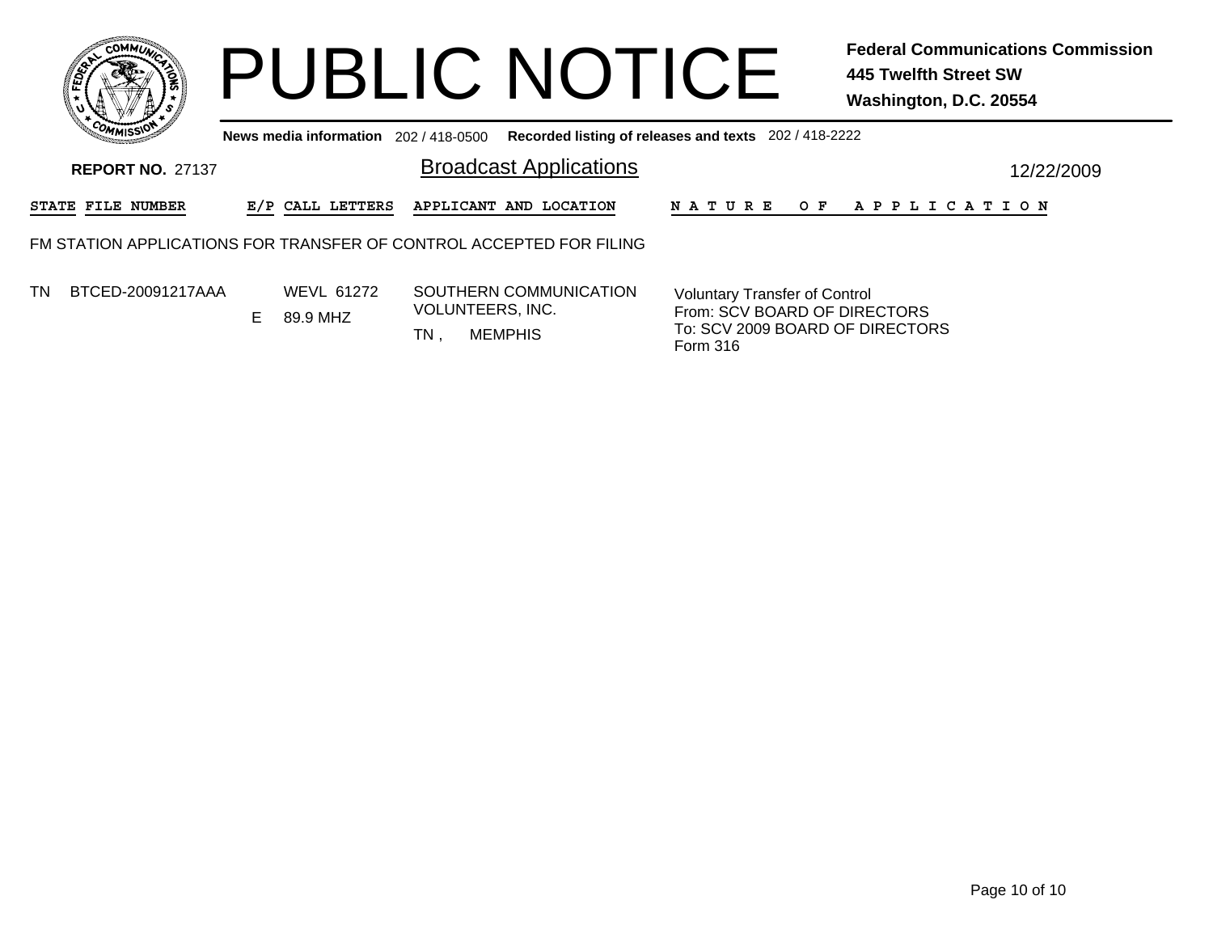# PUBLIC NOTICE

**Federal Communications Commission**
**445 Twelfth Street SW**
**Washington, D.C. 20554**

**News media information** 202 / 418-0500 **Recorded listing of releases and texts** 202 / 418-2222

**REPORT NO.** 27137

## Broadcast Applications

12/22/2009

| STATE | FILE NUMBER | E/P | CALL LETTERS | APPLICANT AND LOCATION | NATURE OF APPLICATION |
|---|---|---|---|---|---|

FM STATION APPLICATIONS FOR TRANSFER OF CONTROL ACCEPTED FOR FILING

| STATE | FILE NUMBER | E/P | CALL LETTERS | APPLICANT AND LOCATION | NATURE OF APPLICATION |
|---|---|---|---|---|---|
| TN | BTCED-20091217AAA | E | WEVL 61272<br>89.9 MHZ | SOUTHERN COMMUNICATION VOLUNTEERS, INC.<br>TN , MEMPHIS | Voluntary Transfer of Control<br>From: SCV BOARD OF DIRECTORS<br>To: SCV 2009 BOARD OF DIRECTORS<br>Form 316 |